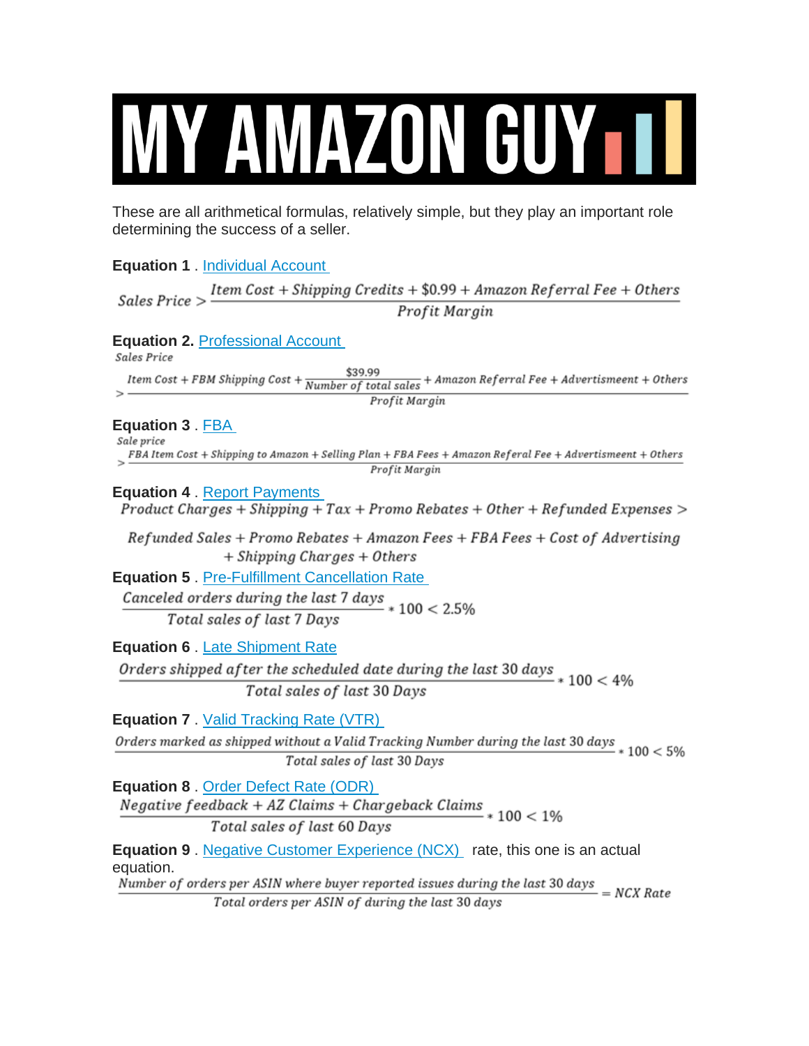# MY AMAZON GUY

These are all arithmetical formulas, relatively simple, but they play an important role determining the success of a seller.

**Equation 1** . Individual Account

$$\text{Sales Price} > \frac{\text{Item Cost} + \text{Shipping Credits} + \$0.99 + \text{Amazon Referral Fee} + \text{Others}}{\text{Profit Margin}}$$

**Equation 2.** Professional Account

$$\text{Sales Price} > \frac{\text{Item Cost} + \text{FBM Shipping Cost} + \frac{\$39.99}{\text{Number of total sales}} + \text{Amazon Referral Fee} + \text{Advertisement} + \text{Others}}{\text{Profit Margin}}$$

**Equation 3** . FBA

$$\text{Sale price} > \frac{\text{FBA Item Cost} + \text{Shipping to Amazon} + \text{Selling Plan} + \text{FBA Fees} + \text{Amazon Referal Fee} + \text{Advertisement} + \text{Others}}{\text{Profit Margin}}$$

**Equation 4** . Report Payments

$$\text{Product Charges} + \text{Shipping} + \text{Tax} + \text{Promo Rebates} + \text{Other} + \text{Refunded Expenses} > \text{Refunded Sales} + \text{Promo Rebates} + \text{Amazon Fees} + \text{FBA Fees} + \text{Cost of Advertising} + \text{Shipping Charges} + \text{Others}$$

**Equation 5** . Pre-Fulfillment Cancellation Rate

$$\frac{\text{Canceled orders during the last 7 days}}{\text{Total sales of last 7 Days}} * 100 < 2.5\%$$

**Equation 6** . Late Shipment Rate

$$\frac{\text{Orders shipped after the scheduled date during the last 30 days}}{\text{Total sales of last 30 Days}} * 100 < 4\%$$

**Equation 7** . Valid Tracking Rate (VTR)

$$\frac{\text{Orders marked as shipped without a Valid Tracking Number during the last 30 days}}{\text{Total sales of last 30 Days}} * 100 < 5\%$$

**Equation 8** . Order Defect Rate (ODR)

$$\frac{\text{Negative feedback} + \text{AZ Claims} + \text{Chargeback Claims}}{\text{Total sales of last 60 Days}} * 100 < 1\%$$

**Equation 9** . Negative Customer Experience (NCX) rate, this one is an actual equation.

$$\frac{\text{Number of orders per ASIN where buyer reported issues during the last 30 days}}{\text{Total orders per ASIN of during the last 30 days}} = \text{NCX Rate}$$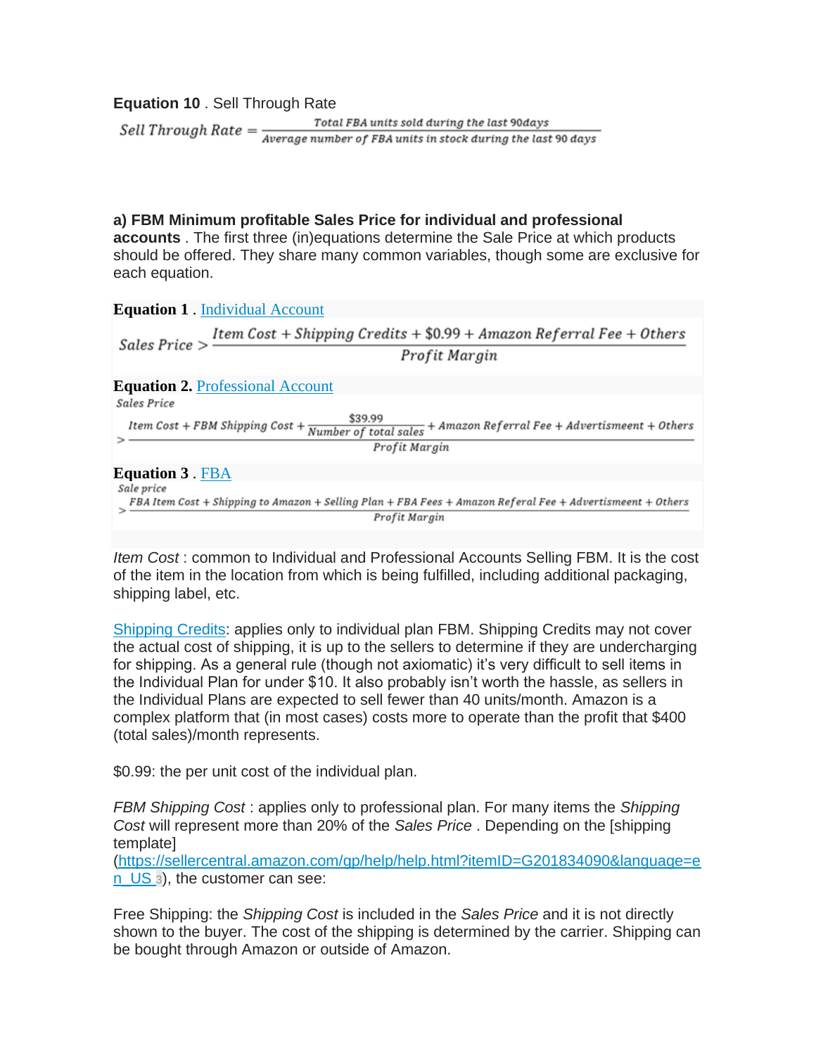**Equation 10** . Sell Through Rate

$$Sell\ Through\ Rate = \frac{Total\ FBA\ units\ sold\ during\ the\ last\ 90days}{Average\ number\ of\ FBA\ units\ in\ stock\ during\ the\ last\ 90\ days}$$

**a) FBM Minimum profitable Sales Price for individual and professional accounts** . The first three (in)equations determine the Sale Price at which products should be offered. They share many common variables, though some are exclusive for each equation.

**Equation 1** . [Individual Account]

$$Sales\ Price > \frac{Item\ Cost + Shipping\ Credits + \$0.99 + Amazon\ Referral\ Fee + Others}{Profit\ Margin}$$

**Equation 2.** [Professional Account]

$$Sales\ Price > \frac{Item\ Cost + FBM\ Shipping\ Cost + \frac{\$39.99}{Number\ of\ total\ sales} + Amazon\ Referral\ Fee + Advertisement + Others}{Profit\ Margin}$$

**Equation 3** . [FBA]

$$Sale\ price > \frac{FBA\ Item\ Cost + Shipping\ to\ Amazon + Selling\ Plan + FBA\ Fees + Amazon\ Referal\ Fee + Advertisement + Others}{Profit\ Margin}$$

*Item Cost* : common to Individual and Professional Accounts Selling FBM. It is the cost of the item in the location from which is being fulfilled, including additional packaging, shipping label, etc.

[Shipping Credits]: applies only to individual plan FBM. Shipping Credits may not cover the actual cost of shipping, it is up to the sellers to determine if they are undercharging for shipping. As a general rule (though not axiomatic) it's very difficult to sell items in the Individual Plan for under $10. It also probably isn't worth the hassle, as sellers in the Individual Plans are expected to sell fewer than 40 units/month. Amazon is a complex platform that (in most cases) costs more to operate than the profit that $400 (total sales)/month represents.

$0.99: the per unit cost of the individual plan.

*FBM Shipping Cost* : applies only to professional plan. For many items the *Shipping Cost* will represent more than 20% of the *Sales Price* . Depending on the [shipping template] (https://sellercentral.amazon.com/gp/help/help.html?itemID=G201834090&language=en_US 3), the customer can see:

Free Shipping: the *Shipping Cost* is included in the *Sales Price* and it is not directly shown to the buyer. The cost of the shipping is determined by the carrier. Shipping can be bought through Amazon or outside of Amazon.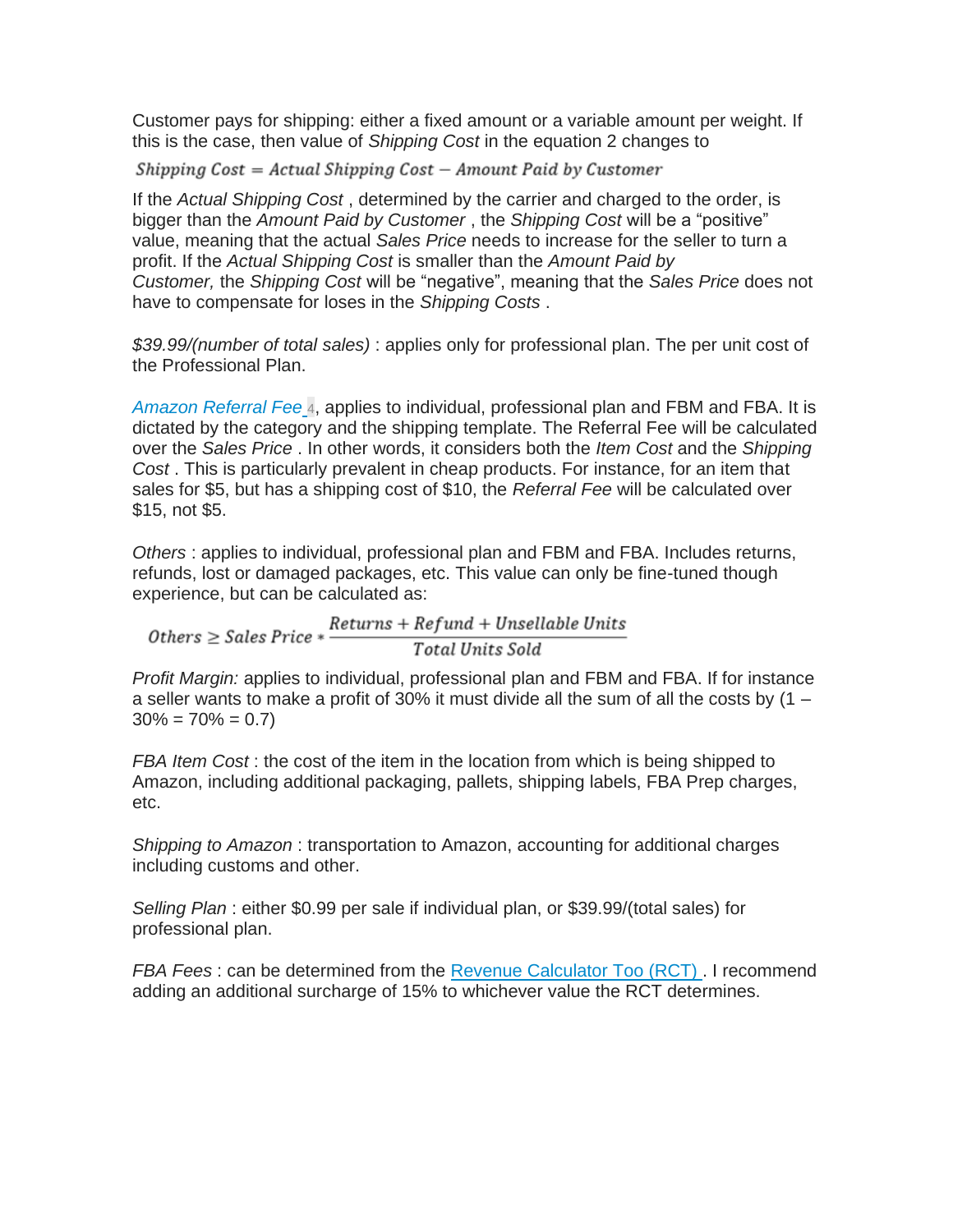Customer pays for shipping: either a fixed amount or a variable amount per weight. If this is the case, then value of *Shipping Cost* in the equation 2 changes to

$$\textit{Shipping Cost} = \textit{Actual Shipping Cost} - \textit{Amount Paid by Customer}$$

If the *Actual Shipping Cost* , determined by the carrier and charged to the order, is bigger than the *Amount Paid by Customer* , the *Shipping Cost* will be a "positive" value, meaning that the actual *Sales Price* needs to increase for the seller to turn a profit. If the *Actual Shipping Cost* is smaller than the *Amount Paid by Customer,* the *Shipping Cost* will be "negative", meaning that the *Sales Price* does not have to compensate for loses in the *Shipping Costs* .

*$39.99/(number of total sales)* : applies only for professional plan. The per unit cost of the Professional Plan.

[Amazon Referral Fee][4], applies to individual, professional plan and FBM and FBA. It is dictated by the category and the shipping template. The Referral Fee will be calculated over the *Sales Price* . In other words, it considers both the *Item Cost* and the *Shipping Cost* . This is particularly prevalent in cheap products. For instance, for an item that sales for $5, but has a shipping cost of $10, the *Referral Fee* will be calculated over $15, not $5.

*Others* : applies to individual, professional plan and FBM and FBA. Includes returns, refunds, lost or damaged packages, etc. This value can only be fine-tuned though experience, but can be calculated as:

$$\textit{Others} \geq \textit{Sales Price} * \frac{\textit{Returns} + \textit{Refund} + \textit{Unsellable Units}}{\textit{Total Units Sold}}$$

*Profit Margin:* applies to individual, professional plan and FBM and FBA. If for instance a seller wants to make a profit of 30% it must divide all the sum of all the costs by (1 – 30% = 70% = 0.7)

*FBA Item Cost* : the cost of the item in the location from which is being shipped to Amazon, including additional packaging, pallets, shipping labels, FBA Prep charges, etc.

*Shipping to Amazon* : transportation to Amazon, accounting for additional charges including customs and other.

*Selling Plan* : either $0.99 per sale if individual plan, or $39.99/(total sales) for professional plan.

*FBA Fees* : can be determined from the Revenue Calculator Too (RCT) . I recommend adding an additional surcharge of 15% to whichever value the RCT determines.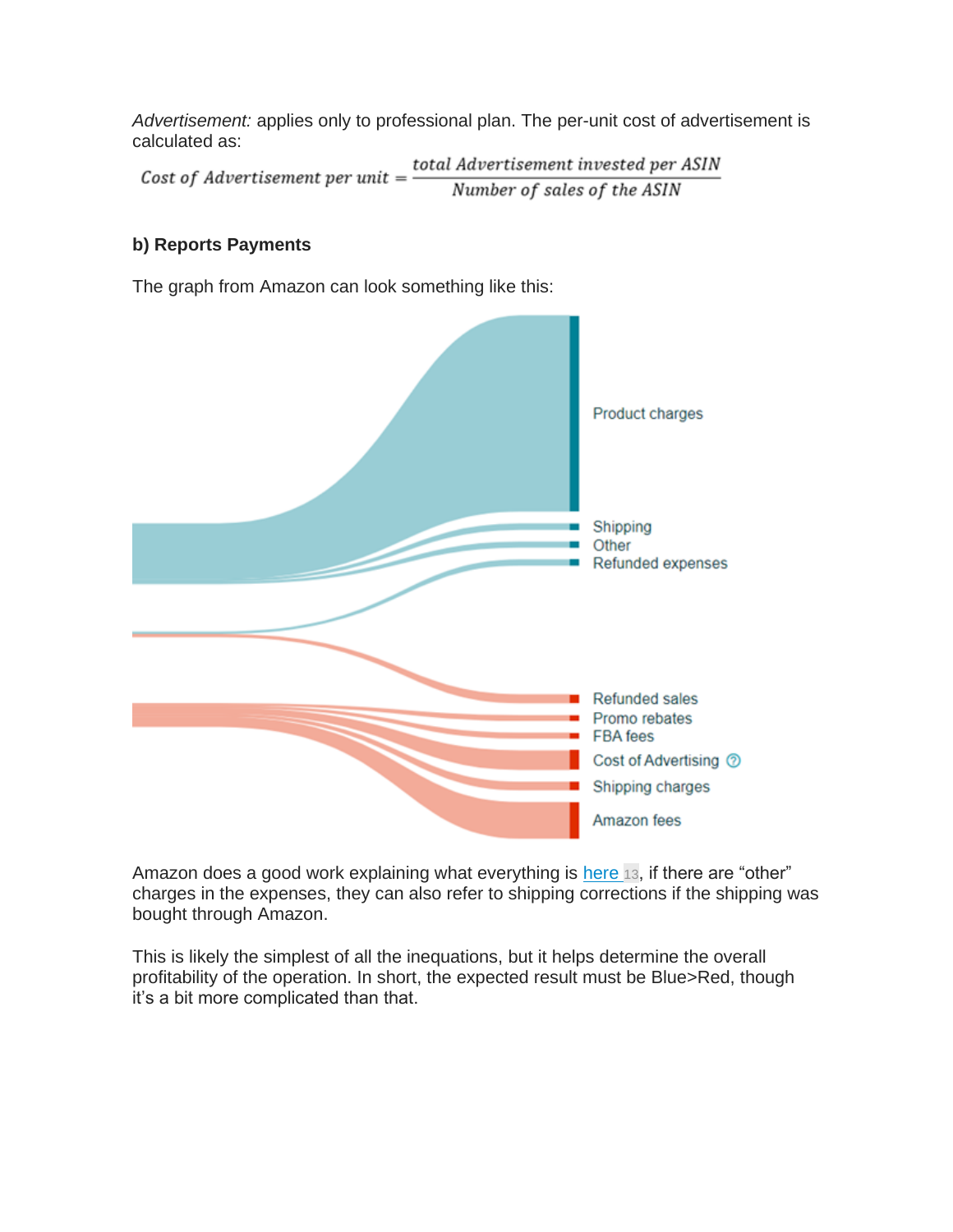*Advertisement:* applies only to professional plan. The per-unit cost of advertisement is calculated as:

$$Cost\ of\ Advertisement\ per\ unit = \frac{total\ Advertisement\ invested\ per\ ASIN}{Number\ of\ sales\ of\ the\ ASIN}$$

**b) Reports Payments**

The graph from Amazon can look something like this:

Amazon does a good work explaining what everything is here [13], if there are "other" charges in the expenses, they can also refer to shipping corrections if the shipping was bought through Amazon.

This is likely the simplest of all the inequations, but it helps determine the overall profitability of the operation. In short, the expected result must be Blue>Red, though it's a bit more complicated than that.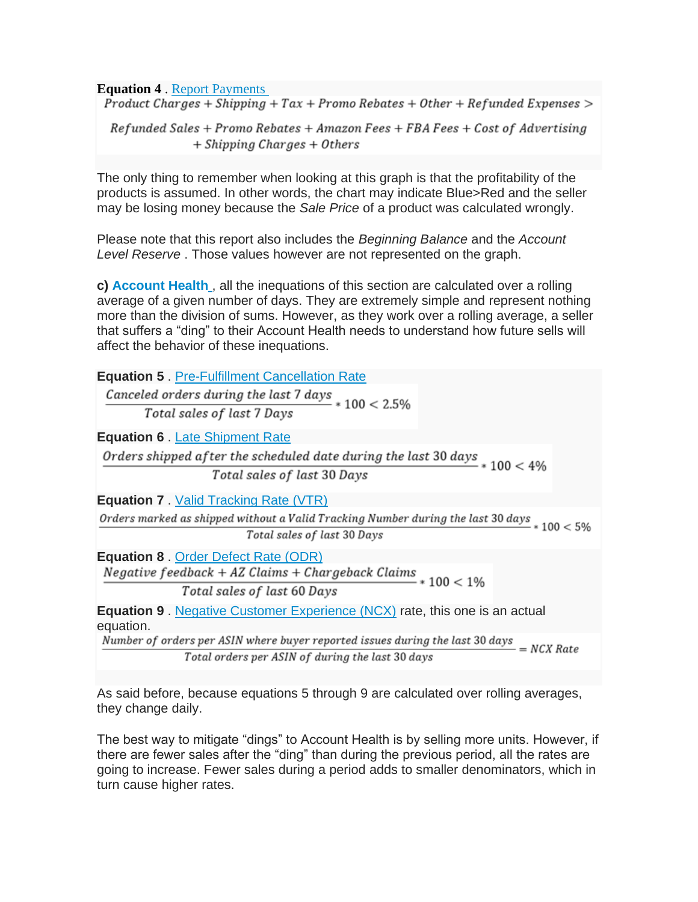**Equation 4** . [Report Payments](#)

$$Product\ Charges + Shipping + Tax + Promo\ Rebates + Other + Refunded\ Expenses >$$

$$Refunded\ Sales + Promo\ Rebates + Amazon\ Fees + FBA\ Fees + Cost\ of\ Advertising + Shipping\ Charges + Others$$

The only thing to remember when looking at this graph is that the profitability of the products is assumed. In other words, the chart may indicate Blue>Red and the seller may be losing money because the *Sale Price* of a product was calculated wrongly.

Please note that this report also includes the *Beginning Balance* and the *Account Level Reserve* . Those values however are not represented on the graph.

**c) [Account Health](#)** , all the inequations of this section are calculated over a rolling average of a given number of days. They are extremely simple and represent nothing more than the division of sums. However, as they work over a rolling average, a seller that suffers a "ding" to their Account Health needs to understand how future sells will affect the behavior of these inequations.

**Equation 5** . [Pre-Fulfillment Cancellation Rate](#)

$$\frac{Canceled\ orders\ during\ the\ last\ 7\ days}{Total\ sales\ of\ last\ 7\ Days} * 100 < 2.5\%$$

**Equation 6** . [Late Shipment Rate](#)

$$\frac{Orders\ shipped\ after\ the\ scheduled\ date\ during\ the\ last\ 30\ days}{Total\ sales\ of\ last\ 30\ Days} * 100 < 4\%$$

**Equation 7** . [Valid Tracking Rate (VTR)](#)

$$\frac{Orders\ marked\ as\ shipped\ without\ a\ Valid\ Tracking\ Number\ during\ the\ last\ 30\ days}{Total\ sales\ of\ last\ 30\ Days} * 100 < 5\%$$

**Equation 8** . [Order Defect Rate (ODR)](#)

$$\frac{Negative\ feedback + AZ\ Claims + Chargeback\ Claims}{Total\ sales\ of\ last\ 60\ Days} * 100 < 1\%$$

**Equation 9** . [Negative Customer Experience (NCX)](#) rate, this one is an actual equation.

$$\frac{Number\ of\ orders\ per\ ASIN\ where\ buyer\ reported\ issues\ during\ the\ last\ 30\ days}{Total\ orders\ per\ ASIN\ of\ during\ the\ last\ 30\ days} = NCX\ Rate$$

As said before, because equations 5 through 9 are calculated over rolling averages, they change daily.

The best way to mitigate "dings" to Account Health is by selling more units. However, if there are fewer sales after the "ding" than during the previous period, all the rates are going to increase. Fewer sales during a period adds to smaller denominators, which in turn cause higher rates.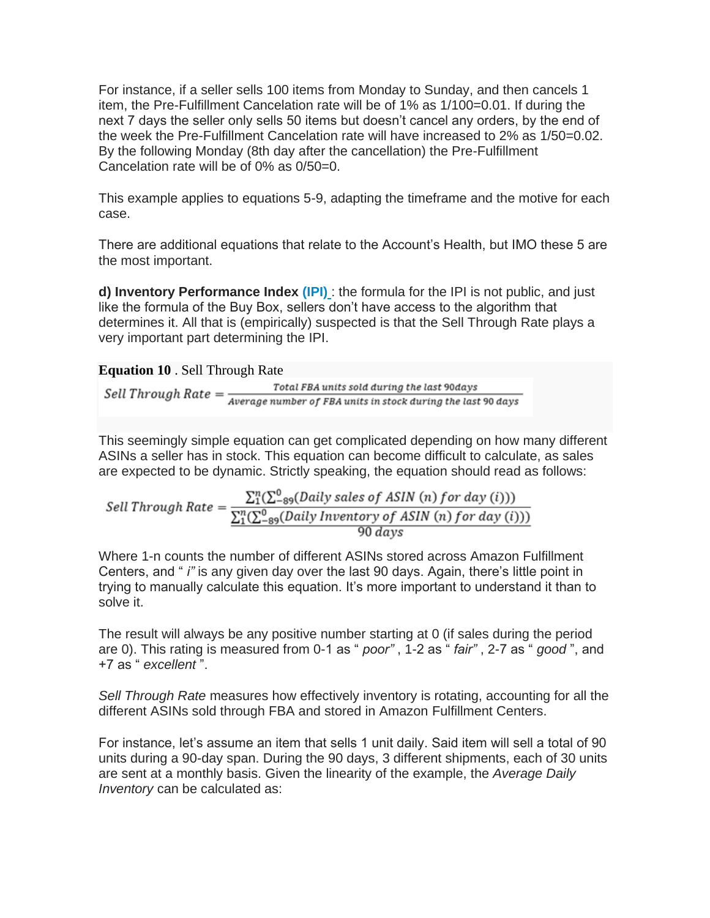For instance, if a seller sells 100 items from Monday to Sunday, and then cancels 1 item, the Pre-Fulfillment Cancelation rate will be of 1% as 1/100=0.01. If during the next 7 days the seller only sells 50 items but doesn't cancel any orders, by the end of the week the Pre-Fulfillment Cancelation rate will have increased to 2% as 1/50=0.02. By the following Monday (8th day after the cancellation) the Pre-Fulfillment Cancelation rate will be of 0% as 0/50=0.

This example applies to equations 5-9, adapting the timeframe and the motive for each case.

There are additional equations that relate to the Account's Health, but IMO these 5 are the most important.

**d) Inventory Performance Index (IPI)** : the formula for the IPI is not public, and just like the formula of the Buy Box, sellers don't have access to the algorithm that determines it. All that is (empirically) suspected is that the Sell Through Rate plays a very important part determining the IPI.

**Equation 10** . Sell Through Rate

$$Sell\ Through\ Rate = \frac{Total\ FBA\ units\ sold\ during\ the\ last\ 90 days}{Average\ number\ of\ FBA\ units\ in\ stock\ during\ the\ last\ 90\ days}$$

This seemingly simple equation can get complicated depending on how many different ASINs a seller has in stock. This equation can become difficult to calculate, as sales are expected to be dynamic. Strictly speaking, the equation should read as follows:

$$Sell\ Through\ Rate = \frac{\sum_1^n(\sum_{-89}^0(Daily\ sales\ of\ ASIN\ (n)\ for\ day\ (i)))}{\frac{\sum_1^n(\sum_{-89}^0(Daily\ Inventory\ of\ ASIN\ (n)\ for\ day\ (i)))}{90\ days}}$$

Where 1-n counts the number of different ASINs stored across Amazon Fulfillment Centers, and " *i"* is any given day over the last 90 days. Again, there's little point in trying to manually calculate this equation. It's more important to understand it than to solve it.

The result will always be any positive number starting at 0 (if sales during the period are 0). This rating is measured from 0-1 as " *poor"* , 1-2 as " *fair"* , 2-7 as " *good* ", and +7 as " *excellent* ".

*Sell Through Rate* measures how effectively inventory is rotating, accounting for all the different ASINs sold through FBA and stored in Amazon Fulfillment Centers.

For instance, let's assume an item that sells 1 unit daily. Said item will sell a total of 90 units during a 90-day span. During the 90 days, 3 different shipments, each of 30 units are sent at a monthly basis. Given the linearity of the example, the *Average Daily Inventory* can be calculated as: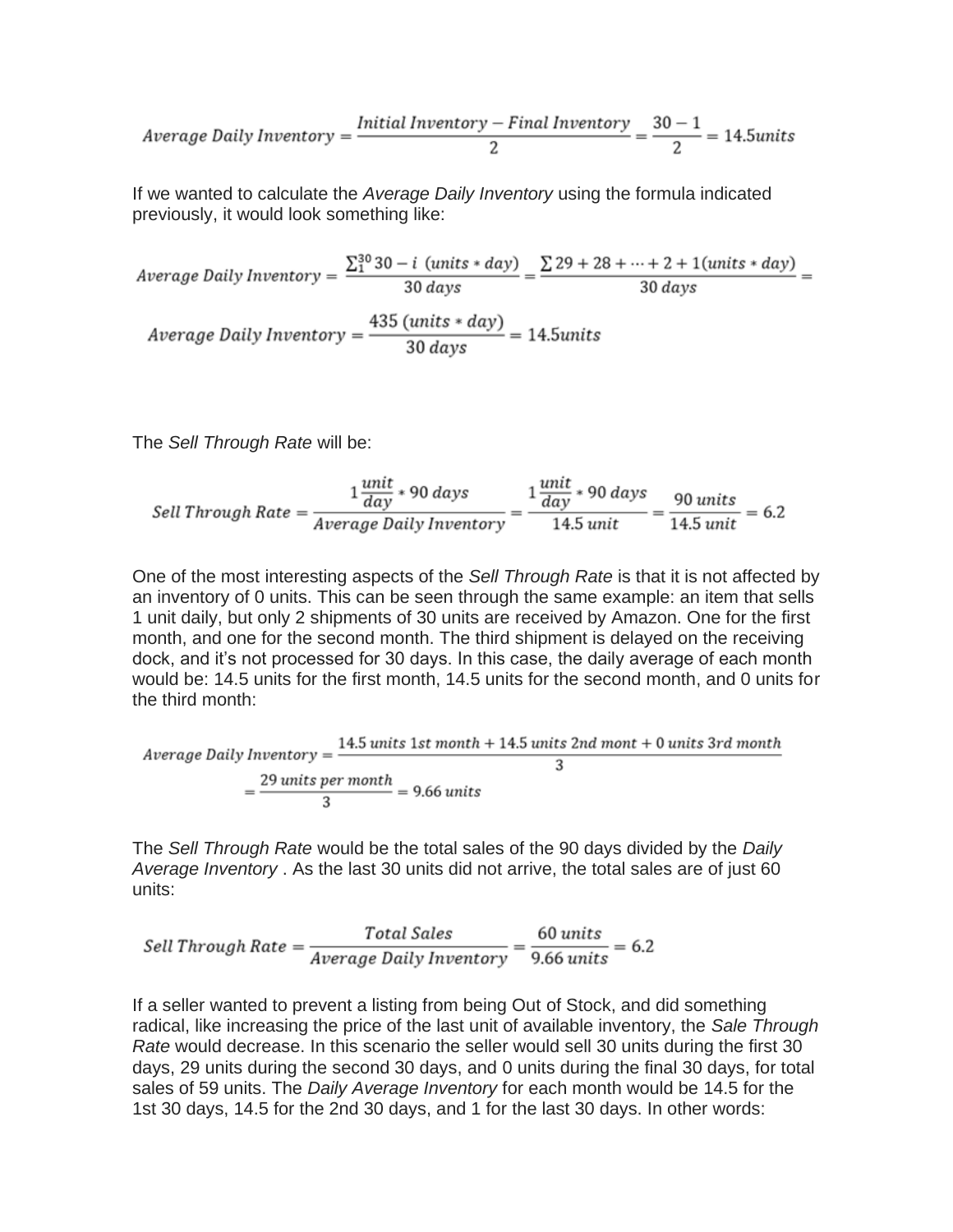$$Average\ Daily\ Inventory = \frac{Initial\ Inventory - Final\ Inventory}{2} = \frac{30-1}{2} = 14.5 units$$

If we wanted to calculate the *Average Daily Inventory* using the formula indicated previously, it would look something like:

$$Average\ Daily\ Inventory = \frac{\sum_1^{30} 30 - i\ \ (units * day)}{30\ days} = \frac{\sum 29 + 28 + \cdots + 2 + 1 (units * day)}{30\ days} =$$

$$Average\ Daily\ Inventory = \frac{435\ (units * day)}{30\ days} = 14.5 units$$

The *Sell Through Rate* will be:

$$Sell\ Through\ Rate = \frac{1 \frac{unit}{day} * 90\ days}{Average\ Daily\ Inventory} = \frac{1 \frac{unit}{day} * 90\ days}{14.5\ unit} = \frac{90\ units}{14.5\ unit} = 6.2$$

One of the most interesting aspects of the *Sell Through Rate* is that it is not affected by an inventory of 0 units. This can be seen through the same example: an item that sells 1 unit daily, but only 2 shipments of 30 units are received by Amazon. One for the first month, and one for the second month. The third shipment is delayed on the receiving dock, and it's not processed for 30 days. In this case, the daily average of each month would be: 14.5 units for the first month, 14.5 units for the second month, and 0 units for the third month:

$$Average\ Daily\ Inventory = \frac{14.5\ units\ 1st\ month + 14.5\ units\ 2nd\ mont + 0\ units\ 3rd\ month}{3}$$
$$= \frac{29\ units\ per\ month}{3} = 9.66\ units$$

The *Sell Through Rate* would be the total sales of the 90 days divided by the *Daily Average Inventory* . As the last 30 units did not arrive, the total sales are of just 60 units:

$$Sell\ Through\ Rate = \frac{Total\ Sales}{Average\ Daily\ Inventory} = \frac{60\ units}{9.66\ units} = 6.2$$

If a seller wanted to prevent a listing from being Out of Stock, and did something radical, like increasing the price of the last unit of available inventory, the *Sale Through Rate* would decrease. In this scenario the seller would sell 30 units during the first 30 days, 29 units during the second 30 days, and 0 units during the final 30 days, for total sales of 59 units. The *Daily Average Inventory* for each month would be 14.5 for the 1st 30 days, 14.5 for the 2nd 30 days, and 1 for the last 30 days. In other words: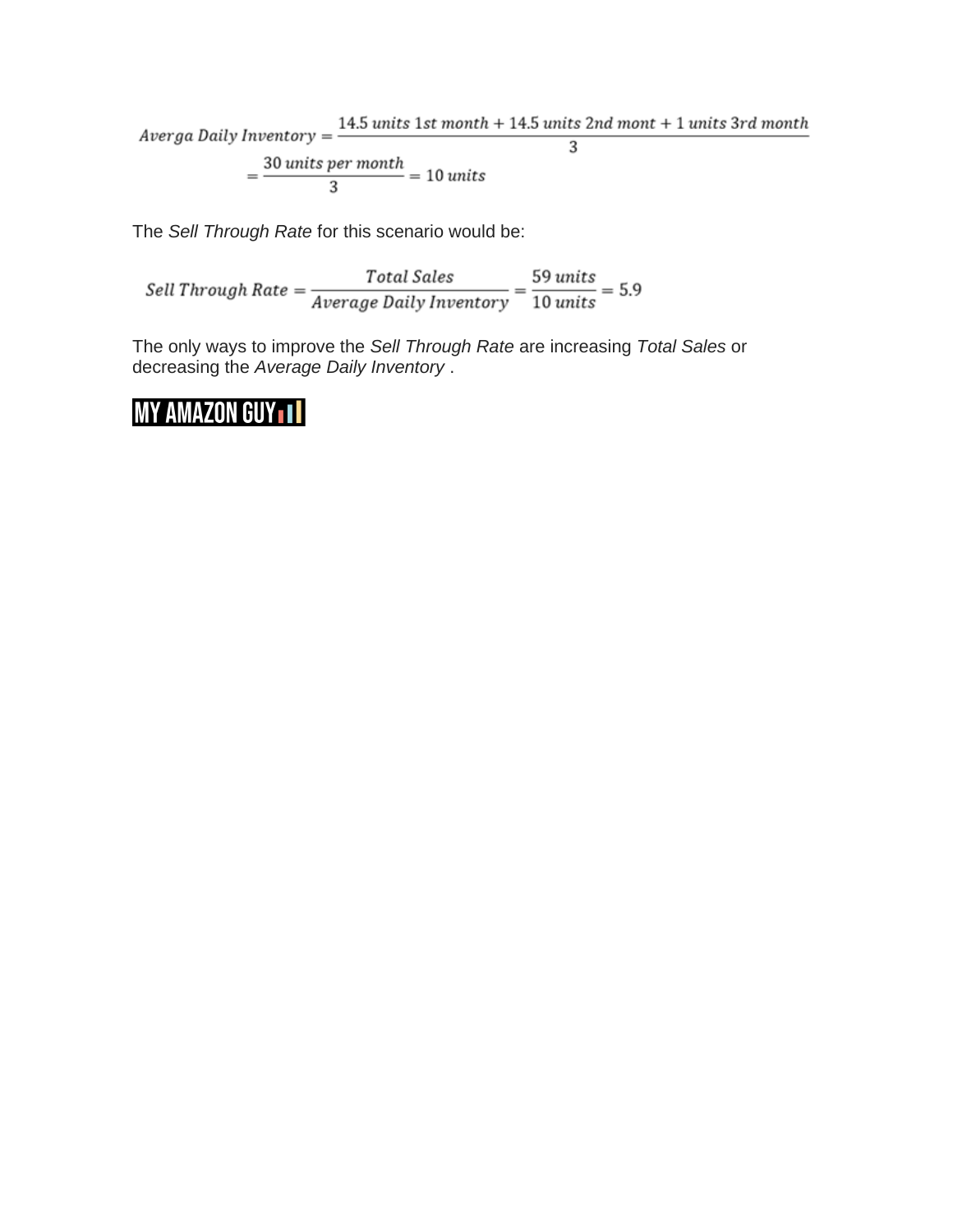$$Averga\ Daily\ Inventory = \frac{14.5\ units\ 1st\ month + 14.5\ units\ 2nd\ mont + 1\ units\ 3rd\ month}{3}$$

$$= \frac{30\ units\ per\ month}{3} = 10\ units$$

The *Sell Through Rate* for this scenario would be:

$$Sell\ Through\ Rate = \frac{Total\ Sales}{Average\ Daily\ Inventory} = \frac{59\ units}{10\ units} = 5.9$$

The only ways to improve the *Sell Through Rate* are increasing *Total Sales* or decreasing the *Average Daily Inventory* .

**MY AMAZON GUY**